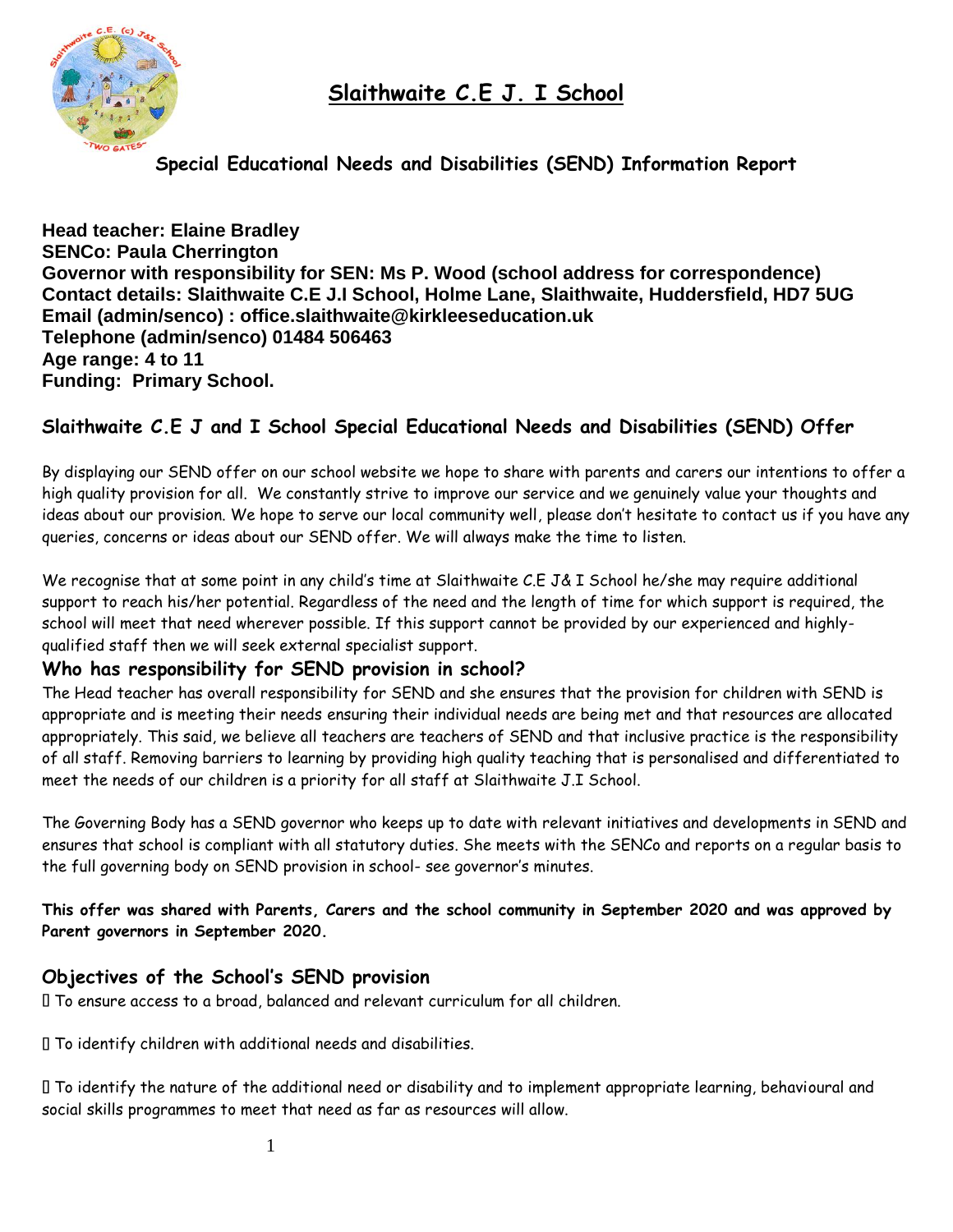# Slaithwaite C.E J. I School

## Special Educational Needs and Disabilities (SEND) Information Report

**Head teacher: Elaine Bradley**
**SENCo: Paula Cherrington**
**Governor with responsibility for SEN: Ms P. Wood (school address for correspondence)**
**Contact details: Slaithwaite C.E J.I School, Holme Lane, Slaithwaite, Huddersfield, HD7 5UG**
**Email (admin/senco) : office.slaithwaite@kirkleeseducation.uk**
**Telephone (admin/senco) 01484 506463**
**Age range: 4 to 11**
**Funding: Primary School.**

## Slaithwaite C.E J and I School Special Educational Needs and Disabilities (SEND) Offer

By displaying our SEND offer on our school website we hope to share with parents and carers our intentions to offer a high quality provision for all. We constantly strive to improve our service and we genuinely value your thoughts and ideas about our provision. We hope to serve our local community well, please don't hesitate to contact us if you have any queries, concerns or ideas about our SEND offer. We will always make the time to listen.

We recognise that at some point in any child's time at Slaithwaite C.E J& I School he/she may require additional support to reach his/her potential. Regardless of the need and the length of time for which support is required, the school will meet that need wherever possible. If this support cannot be provided by our experienced and highly-qualified staff then we will seek external specialist support.

### Who has responsibility for SEND provision in school?

The Head teacher has overall responsibility for SEND and she ensures that the provision for children with SEND is appropriate and is meeting their needs ensuring their individual needs are being met and that resources are allocated appropriately. This said, we believe all teachers are teachers of SEND and that inclusive practice is the responsibility of all staff. Removing barriers to learning by providing high quality teaching that is personalised and differentiated to meet the needs of our children is a priority for all staff at Slaithwaite J.I School.

The Governing Body has a SEND governor who keeps up to date with relevant initiatives and developments in SEND and ensures that school is compliant with all statutory duties. She meets with the SENCo and reports on a regular basis to the full governing body on SEND provision in school- see governor's minutes.

**This offer was shared with Parents, Carers and the school community in September 2020 and was approved by Parent governors in September 2020.**

### Objectives of the School's SEND provision

- To ensure access to a broad, balanced and relevant curriculum for all children.
- To identify children with additional needs and disabilities.
- To identify the nature of the additional need or disability and to implement appropriate learning, behavioural and social skills programmes to meet that need as far as resources will allow.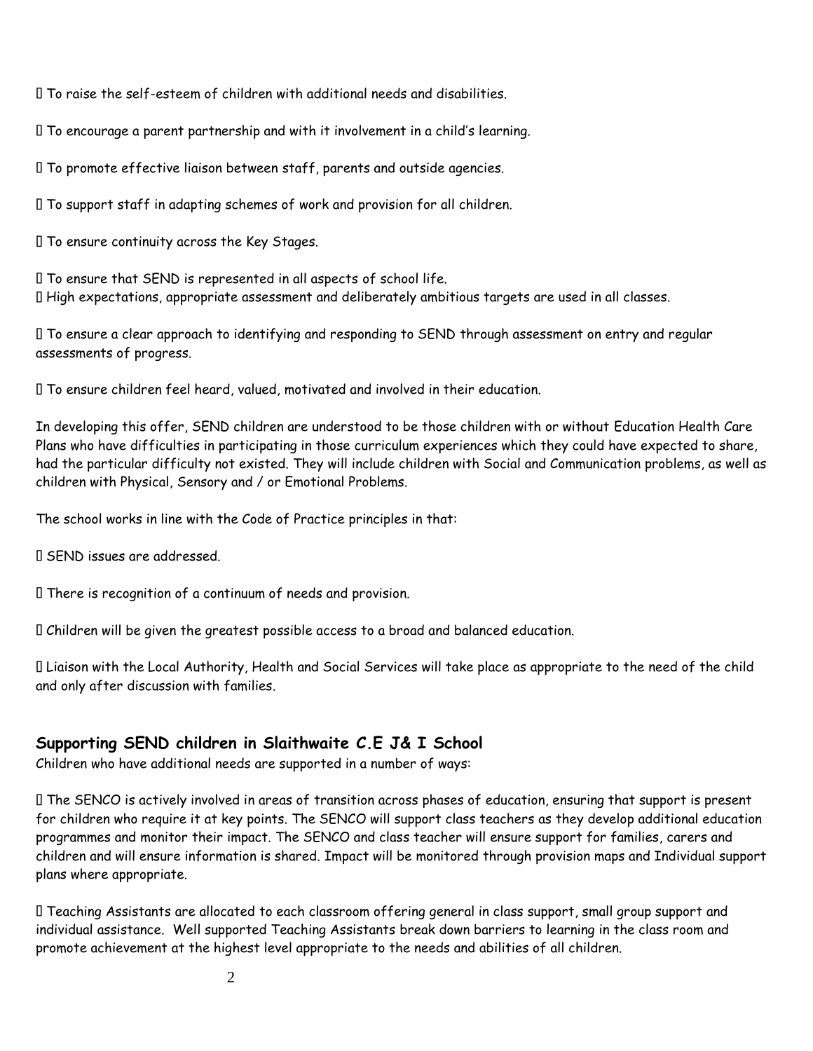- To raise the self-esteem of children with additional needs and disabilities.
- To encourage a parent partnership and with it involvement in a child's learning.
- To promote effective liaison between staff, parents and outside agencies.
- To support staff in adapting schemes of work and provision for all children.
- To ensure continuity across the Key Stages.
- To ensure that SEND is represented in all aspects of school life.
- High expectations, appropriate assessment and deliberately ambitious targets are used in all classes.
- To ensure a clear approach to identifying and responding to SEND through assessment on entry and regular assessments of progress.
- To ensure children feel heard, valued, motivated and involved in their education.

In developing this offer, SEND children are understood to be those children with or without Education Health Care Plans who have difficulties in participating in those curriculum experiences which they could have expected to share, had the particular difficulty not existed. They will include children with Social and Communication problems, as well as children with Physical, Sensory and / or Emotional Problems.

The school works in line with the Code of Practice principles in that:

- SEND issues are addressed.
- There is recognition of a continuum of needs and provision.
- Children will be given the greatest possible access to a broad and balanced education.
- Liaison with the Local Authority, Health and Social Services will take place as appropriate to the need of the child and only after discussion with families.

## Supporting SEND children in Slaithwaite C.E J& I School

Children who have additional needs are supported in a number of ways:

- The SENCO is actively involved in areas of transition across phases of education, ensuring that support is present for children who require it at key points. The SENCO will support class teachers as they develop additional education programmes and monitor their impact. The SENCO and class teacher will ensure support for families, carers and children and will ensure information is shared. Impact will be monitored through provision maps and Individual support plans where appropriate.
- Teaching Assistants are allocated to each classroom offering general in class support, small group support and individual assistance. Well supported Teaching Assistants break down barriers to learning in the class room and promote achievement at the highest level appropriate to the needs and abilities of all children.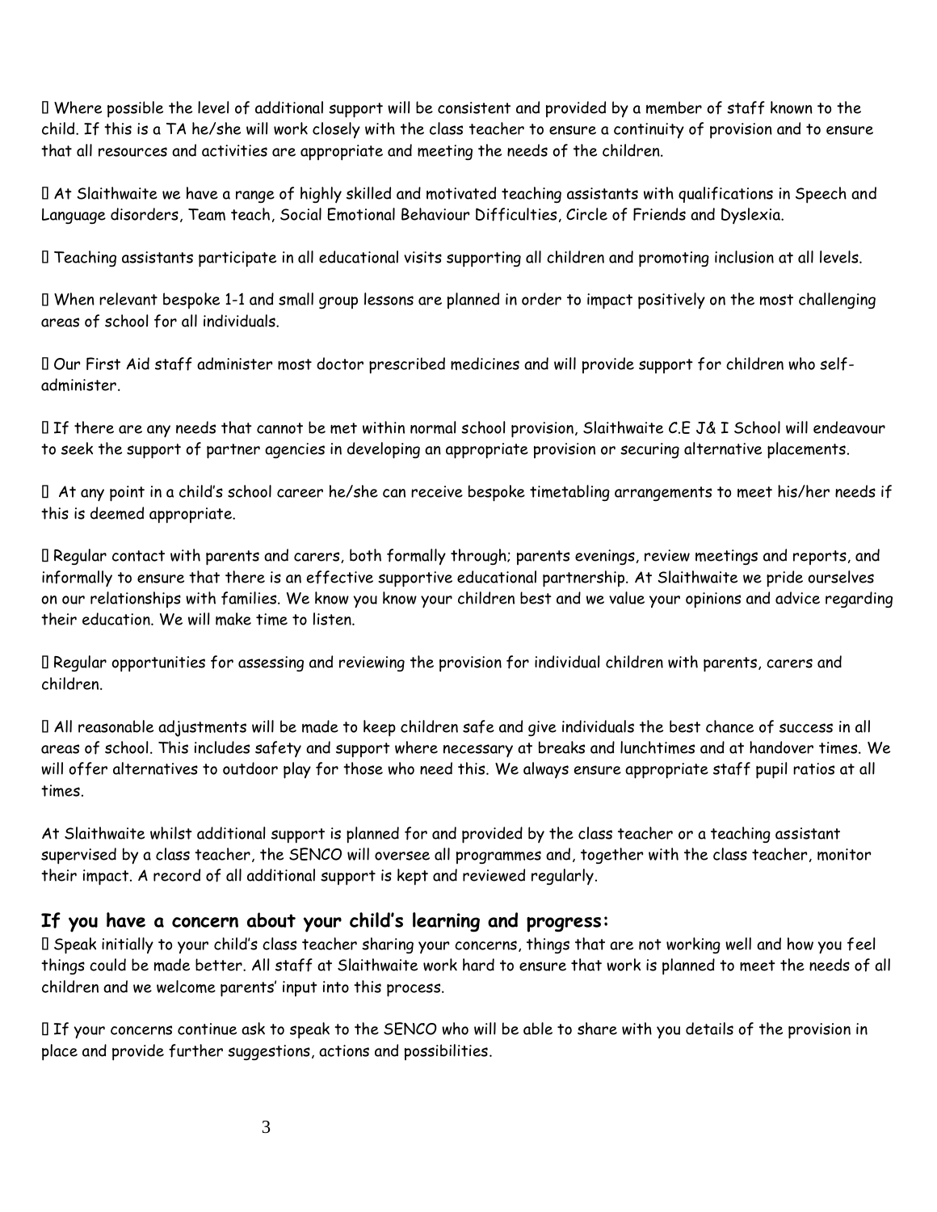- Where possible the level of additional support will be consistent and provided by a member of staff known to the child. If this is a TA he/she will work closely with the class teacher to ensure a continuity of provision and to ensure that all resources and activities are appropriate and meeting the needs of the children.

- At Slaithwaite we have a range of highly skilled and motivated teaching assistants with qualifications in Speech and Language disorders, Team teach, Social Emotional Behaviour Difficulties, Circle of Friends and Dyslexia.

- Teaching assistants participate in all educational visits supporting all children and promoting inclusion at all levels.

- When relevant bespoke 1-1 and small group lessons are planned in order to impact positively on the most challenging areas of school for all individuals.

- Our First Aid staff administer most doctor prescribed medicines and will provide support for children who self-administer.

- If there are any needs that cannot be met within normal school provision, Slaithwaite C.E J& I School will endeavour to seek the support of partner agencies in developing an appropriate provision or securing alternative placements.

- At any point in a child's school career he/she can receive bespoke timetabling arrangements to meet his/her needs if this is deemed appropriate.

- Regular contact with parents and carers, both formally through; parents evenings, review meetings and reports, and informally to ensure that there is an effective supportive educational partnership. At Slaithwaite we pride ourselves on our relationships with families. We know you know your children best and we value your opinions and advice regarding their education. We will make time to listen.

- Regular opportunities for assessing and reviewing the provision for individual children with parents, carers and children.

- All reasonable adjustments will be made to keep children safe and give individuals the best chance of success in all areas of school. This includes safety and support where necessary at breaks and lunchtimes and at handover times. We will offer alternatives to outdoor play for those who need this. We always ensure appropriate staff pupil ratios at all times.

At Slaithwaite whilst additional support is planned for and provided by the class teacher or a teaching assistant supervised by a class teacher, the SENCO will oversee all programmes and, together with the class teacher, monitor their impact. A record of all additional support is kept and reviewed regularly.

## If you have a concern about your child's learning and progress:

- Speak initially to your child's class teacher sharing your concerns, things that are not working well and how you feel things could be made better. All staff at Slaithwaite work hard to ensure that work is planned to meet the needs of all children and we welcome parents' input into this process.

- If your concerns continue ask to speak to the SENCO who will be able to share with you details of the provision in place and provide further suggestions, actions and possibilities.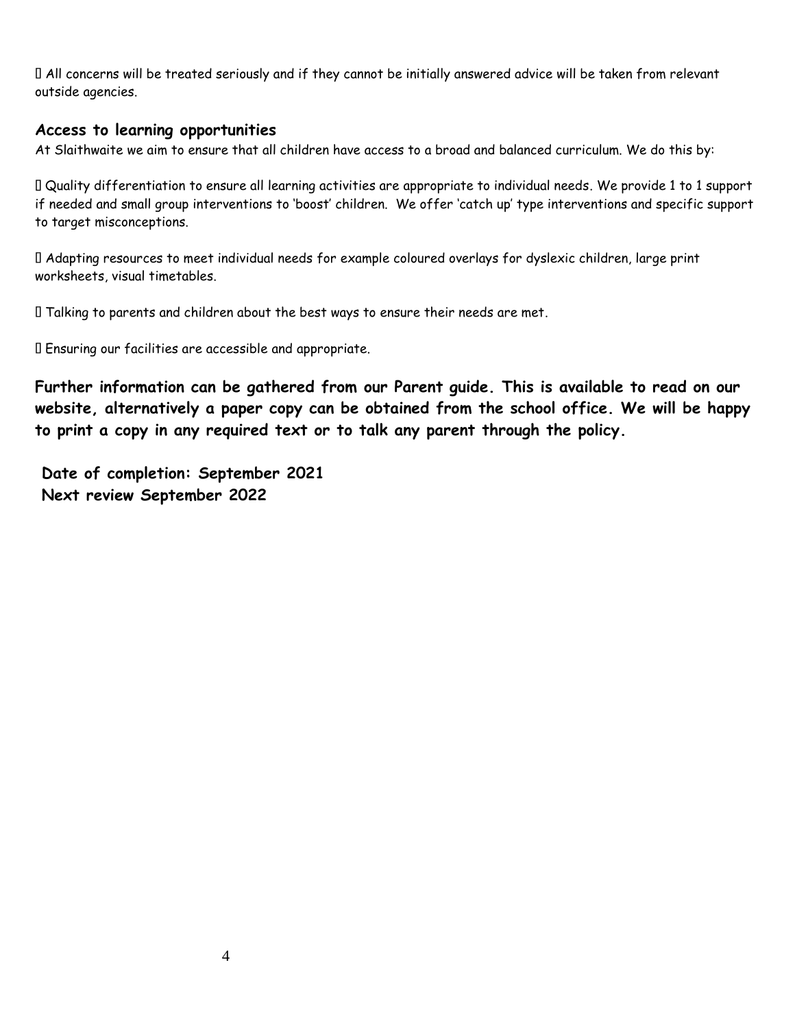- All concerns will be treated seriously and if they cannot be initially answered advice will be taken from relevant outside agencies.

### Access to learning opportunities

At Slaithwaite we aim to ensure that all children have access to a broad and balanced curriculum. We do this by:

- Quality differentiation to ensure all learning activities are appropriate to individual needs. We provide 1 to 1 support if needed and small group interventions to 'boost' children. We offer 'catch up' type interventions and specific support to target misconceptions.

- Adapting resources to meet individual needs for example coloured overlays for dyslexic children, large print worksheets, visual timetables.

- Talking to parents and children about the best ways to ensure their needs are met.

- Ensuring our facilities are accessible and appropriate.

**Further information can be gathered from our Parent guide. This is available to read on our website, alternatively a paper copy can be obtained from the school office. We will be happy to print a copy in any required text or to talk any parent through the policy.**

**Date of completion: September 2021**
**Next review September 2022**